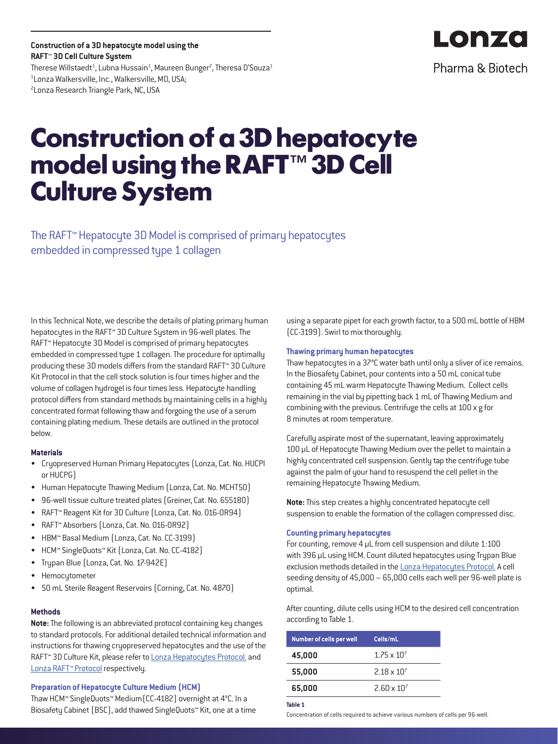**Construction of a 3D hepatocyte model using the RAFT™ 3D Cell Culture System**
Therese Willstaedt[1], Lubna Hussain[1], Maureen Bunger[2], Theresa D'Souza[1]
[1]Lonza Walkersville, Inc., Walkersville, MD, USA;
[2]Lonza Research Triangle Park, NC, USA

Lonza
Pharma & Biotech

# Construction of a 3D hepatocyte model using the RAFT™ 3D Cell Culture System

The RAFT™ Hepatocyte 3D Model is comprised of primary hepatocytes embedded in compressed type 1 collagen

In this Technical Note, we describe the details of plating primary human hepatocytes in the RAFT™ 3D Culture System in 96-well plates. The RAFT™ Hepatocyte 3D Model is comprised of primary hepatocytes embedded in compressed type 1 collagen. The procedure for optimally producing these 3D models differs from the standard RAFT™ 3D Culture Kit Protocol in that the cell stock solution is four times higher and the volume of collagen hydrogel is four times less. Hepatocyte handling protocol differs from standard methods by maintaining cells in a highly concentrated format following thaw and forgoing the use of a serum containing plating medium. These details are outlined in the protocol below.

### Materials

- Cryopreserved Human Primary Hepatocytes (Lonza, Cat. No. HUCPI or HUCPG)
- Human Hepatocyte Thawing Medium (Lonza, Cat. No. MCHT50)
- 96-well tissue culture treated plates (Greiner, Cat. No. 655180)
- RAFT™ Reagent Kit for 3D Culture (Lonza, Cat. No. 016-0R94)
- RAFT™ Absorbers (Lonza, Cat. No. 016-0R92)
- HBM™ Basal Medium (Lonza, Cat. No. CC-3199)
- HCM™ SingleQuots™ Kit (Lonza, Cat. No. CC-4182)
- Trypan Blue (Lonza, Cat. No. 17-942E)
- Hemocytometer
- 50 mL Sterile Reagent Reservoirs (Corning, Cat. No. 4870)

### Methods

**Note:** The following is an abbreviated protocol containing key changes to standard protocols. For additional detailed technical information and instructions for thawing cryopreserved hepatocytes and the use of the RAFT™ 3D Culture Kit, please refer to Lonza Hepatocytes Protocol. and Lonza RAFT™ Protocol respectively.

#### Preparation of Hepatocyte Culture Medium (HCM)

Thaw HCM™ SingleQuots™ Medium(CC-4182) overnight at 4°C. In a Biosafety Cabinet (BSC), add thawed SingleQuots™ Kit, one at a time using a separate pipet for each growth factor, to a 500 mL bottle of HBM (CC-3199). Swirl to mix thoroughly.

#### Thawing primary human hepatocytes

Thaw hepatocytes in a 37°C water bath until only a sliver of ice remains. In the Biosafety Cabinet, pour contents into a 50 mL conical tube containing 45 mL warm Hepatocyte Thawing Medium. Collect cells remaining in the vial by pipetting back 1 mL of Thawing Medium and combining with the previous. Centrifuge the cells at 100 x g for 8 minutes at room temperature.

Carefully aspirate most of the supernatant, leaving approximately 100 µL of Hepatocyte Thawing Medium over the pellet to maintain a highly concentrated cell suspension. Gently tap the centrifuge tube against the palm of your hand to resuspend the cell pellet in the remaining Hepatocyte Thawing Medium.

**Note:** This step creates a highly concentrated hepatocyte cell suspension to enable the formation of the collagen compressed disc.

#### Counting primary hepatocytes

For counting, remove 4 µL from cell suspension and dilute 1:100 with 396 µL using HCM. Count diluted hepatocytes using Trypan Blue exclusion methods detailed in the Lonza Hepatocytes Protocol. A cell seeding density of 45,000 – 65,000 cells each well per 96-well plate is optimal.

After counting, dilute cells using HCM to the desired cell concentration according to Table 1.

| Number of cells per well | Cells/mL |
|---|---|
| **45,000** | $1.75 \times 10^7$ |
| **55,000** | $2.18 \times 10^7$ |
| **65,000** | $2.60 \times 10^7$ |

**Table 1**
Concentration of cells required to achieve various numbers of cells per 96-well.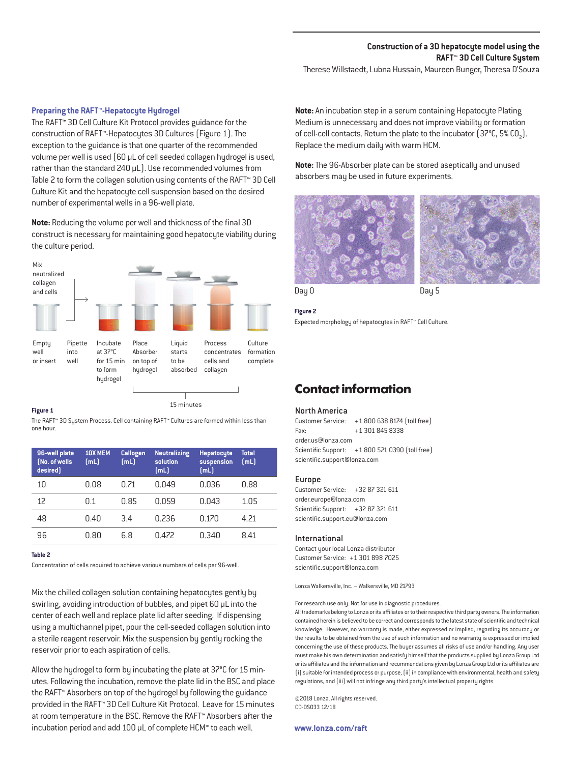### Preparing the RAFT™-Hepatocyte Hydrogel

The RAFT™ 3D Cell Culture Kit Protocol provides guidance for the construction of RAFT™-Hepatocytes 3D Cultures (Figure 1). The exception to the guidance is that one quarter of the recommended volume per well is used (60 µL of cell seeded collagen hydrogel is used, rather than the standard 240 µL). Use recommended volumes from Table 2 to form the collagen solution using contents of the RAFT™ 3D Cell Culture Kit and the hepatocyte cell suspension based on the desired number of experimental wells in a 96-well plate.

**Note:** Reducing the volume per well and thickness of the final 3D construct is necessary for maintaining good hepatocyte viability during the culture period.

Mix neutralized collagen and cells

Empty well or insert

Pipette into well

Incubate at 37°C for 15 min to form hydrogel

Place Absorber on top of hydrogel

Liquid starts to be absorbed

Process concentrates cells and collagen

Culture formation complete

15 minutes

**Figure 1**

The RAFT™ 3D System Process. Cell containing RAFT™ Cultures are formed within less than one hour.

| 96-well plate (No. of wells desired) | 10X MEM (mL) | Callogen (mL) | Neutralizing solution (mL) | Hepatocyte suspension (mL) | Total (mL) |
|---|---|---|---|---|---|
| 10 | 0.08 | 0.71 | 0.049 | 0.036 | 0.88 |
| 12 | 0.1 | 0.85 | 0.059 | 0.043 | 1.05 |
| 48 | 0.40 | 3.4 | 0.236 | 0.170 | 4.21 |
| 96 | 0.80 | 6.8 | 0.472 | 0.340 | 8.41 |

**Table 2**

Concentration of cells required to achieve various numbers of cells per 96-well.

Mix the chilled collagen solution containing hepatocytes gently by swirling, avoiding introduction of bubbles, and pipet 60 µL into the center of each well and replace plate lid after seeding. If dispensing using a multichannel pipet, pour the cell-seeded collagen solution into a sterile reagent reservoir. Mix the suspension by gently rocking the reservoir prior to each aspiration of cells.

Allow the hydrogel to form by incubating the plate at 37°C for 15 minutes. Following the incubation, remove the plate lid in the BSC and place the RAFT™ Absorbers on top of the hydrogel by following the guidance provided in the RAFT™ 3D Cell Culture Kit Protocol. Leave for 15 minutes at room temperature in the BSC. Remove the RAFT™ Absorbers after the incubation period and add 100 µL of complete HCM™ to each well.

**Note:** An incubation step in a serum containing Hepatocyte Plating Medium is unnecessary and does not improve viability or formation of cell-cell contacts. Return the plate to the incubator (37°C, 5% $CO_2$). Replace the medium daily with warm HCM.

**Note:** The 96-Absorber plate can be stored aseptically and unused absorbers may be used in future experiments.

Day 0

Day 5

**Figure 2**

Expected morphology of hepatocytes in RAFT™ Cell Culture.

## Contact information

**North America**
Customer Service: +1 800 638 8174 (toll free)
Fax: +1 301 845 8338
order.us@lonza.com
Scientific Support: +1 800 521 0390 (toll free)
scientific.support@lonza.com

**Europe**
Customer Service: +32 87 321 611
order.europe@lonza.com
Scientific Support: +32 87 321 611
scientific.support.eu@lonza.com

**International**
Contact your local Lonza distributor
Customer Service: +1 301 898 7025
scientific.support@lonza.com

Lonza Walkersville, Inc. – Walkersville, MD 21793

For research use only. Not for use in diagnostic procedures.
All trademarks belong to Lonza or its affiliates or to their respective third party owners. The information contained herein is believed to be correct and corresponds to the latest state of scientific and technical knowledge. However, no warranty is made, either expressed or implied, regarding its accuracy or the results to be obtained from the use of such information and no warranty is expressed or implied concerning the use of these products. The buyer assumes all risks of use and/or handling. Any user must make his own determination and satisfy himself that the products supplied by Lonza Group Ltd or its affiliates and the information and recommendations given by Lonza Group Ltd or its affiliates are (i) suitable for intended process or purpose, (ii) in compliance with environmental, health and safety regulations, and (iii) will not infringe any third party's intellectual property rights.

©2018 Lonza. All rights reserved.
CD-DS033 12/18

**www.lonza.com/raft**